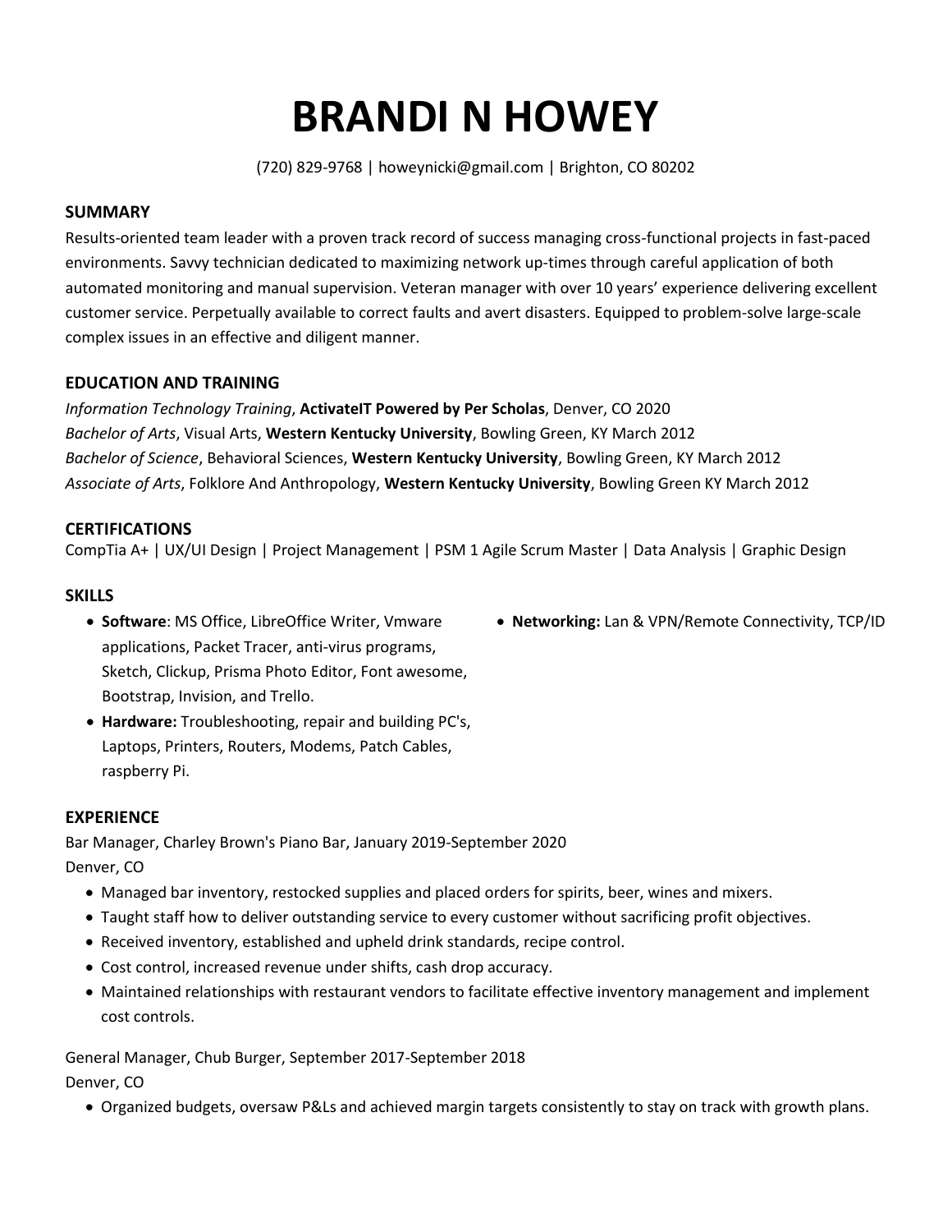# BRANDI N HOWEY

(720) 829-9768 | howeynicki@gmail.com | Brighton, CO 80202

## SUMMARY

Results-oriented team leader with a proven track record of success managing cross-functional projects in fast-paced environments. Savvy technician dedicated to maximizing network up-times through careful application of both automated monitoring and manual supervision. Veteran manager with over 10 years' experience delivering excellent customer service. Perpetually available to correct faults and avert disasters. Equipped to problem-solve large-scale complex issues in an effective and diligent manner.

## EDUCATION AND TRAINING

*Information Technology Training*, **ActivateIT Powered by Per Scholas**, Denver, CO 2020
*Bachelor of Arts*, Visual Arts, **Western Kentucky University**, Bowling Green, KY March 2012
*Bachelor of Science*, Behavioral Sciences, **Western Kentucky University**, Bowling Green, KY March 2012
*Associate of Arts*, Folklore And Anthropology, **Western Kentucky University**, Bowling Green KY March 2012

## CERTIFICATIONS

CompTia A+ | UX/UI Design | Project Management | PSM 1 Agile Scrum Master | Data Analysis | Graphic Design

## SKILLS

- **Software**: MS Office, LibreOffice Writer, Vmware applications, Packet Tracer, anti-virus programs, Sketch, Clickup, Prisma Photo Editor, Font awesome, Bootstrap, Invision, and Trello.
- **Hardware:** Troubleshooting, repair and building PC's, Laptops, Printers, Routers, Modems, Patch Cables, raspberry Pi.
- **Networking:** Lan & VPN/Remote Connectivity, TCP/ID

## EXPERIENCE

Bar Manager, Charley Brown's Piano Bar, January 2019-September 2020
Denver, CO

- Managed bar inventory, restocked supplies and placed orders for spirits, beer, wines and mixers.
- Taught staff how to deliver outstanding service to every customer without sacrificing profit objectives.
- Received inventory, established and upheld drink standards, recipe control.
- Cost control, increased revenue under shifts, cash drop accuracy.
- Maintained relationships with restaurant vendors to facilitate effective inventory management and implement cost controls.

General Manager, Chub Burger, September 2017-September 2018
Denver, CO

- Organized budgets, oversaw P&Ls and achieved margin targets consistently to stay on track with growth plans.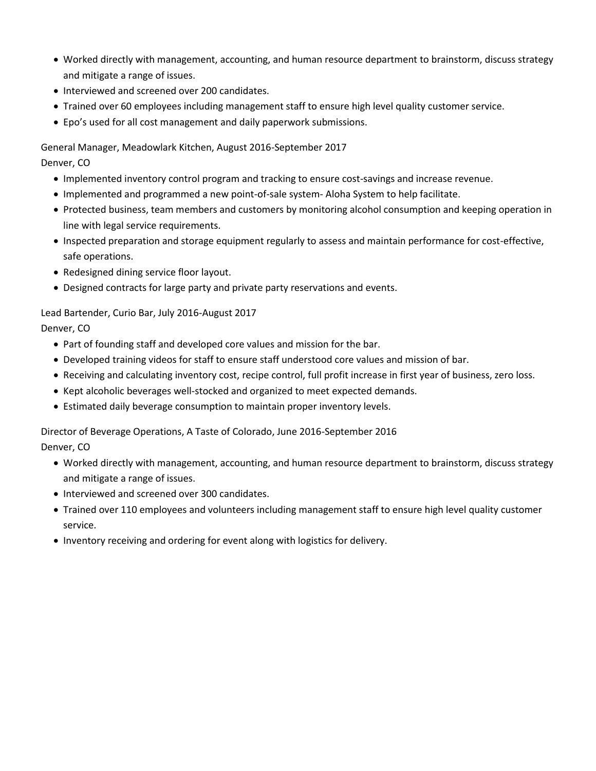- Worked directly with management, accounting, and human resource department to brainstorm, discuss strategy and mitigate a range of issues.
- Interviewed and screened over 200 candidates.
- Trained over 60 employees including management staff to ensure high level quality customer service.
- Epo's used for all cost management and daily paperwork submissions.

General Manager, Meadowlark Kitchen, August 2016-September 2017
Denver, CO

- Implemented inventory control program and tracking to ensure cost-savings and increase revenue.
- Implemented and programmed a new point-of-sale system- Aloha System to help facilitate.
- Protected business, team members and customers by monitoring alcohol consumption and keeping operation in line with legal service requirements.
- Inspected preparation and storage equipment regularly to assess and maintain performance for cost-effective, safe operations.
- Redesigned dining service floor layout.
- Designed contracts for large party and private party reservations and events.

Lead Bartender, Curio Bar, July 2016-August 2017
Denver, CO

- Part of founding staff and developed core values and mission for the bar.
- Developed training videos for staff to ensure staff understood core values and mission of bar.
- Receiving and calculating inventory cost, recipe control, full profit increase in first year of business, zero loss.
- Kept alcoholic beverages well-stocked and organized to meet expected demands.
- Estimated daily beverage consumption to maintain proper inventory levels.

Director of Beverage Operations, A Taste of Colorado, June 2016-September 2016
Denver, CO

- Worked directly with management, accounting, and human resource department to brainstorm, discuss strategy and mitigate a range of issues.
- Interviewed and screened over 300 candidates.
- Trained over 110 employees and volunteers including management staff to ensure high level quality customer service.
- Inventory receiving and ordering for event along with logistics for delivery.